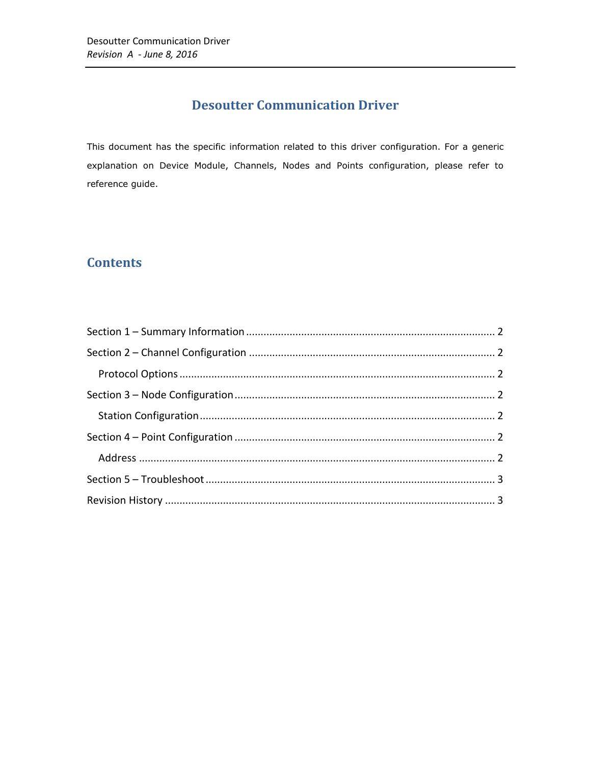# Desoutter Communication Driver

This document has the specific information related to this driver configuration. For a generic explanation on Device Module, Channels, Nodes and Points configuration, please refer to reference guide.

## Contents

- Section 1 – Summary Information ........ 2
- Section 2 – Channel Configuration ........ 2
  - Protocol Options ........ 2
- Section 3 – Node Configuration ........ 2
  - Station Configuration ........ 2
- Section 4 – Point Configuration ........ 2
  - Address ........ 2
- Section 5 – Troubleshoot ........ 3
- Revision History ........ 3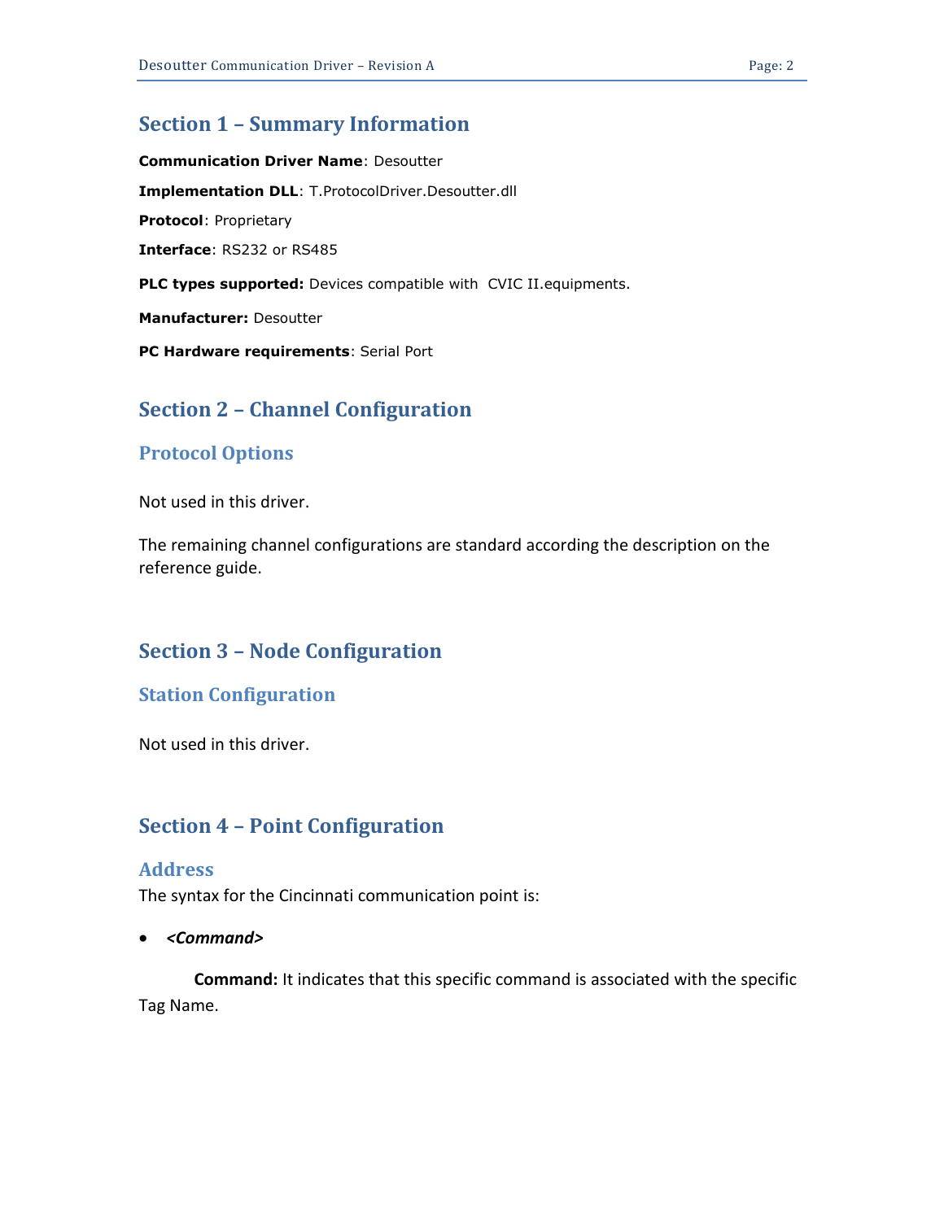## Section 1 – Summary Information

**Communication Driver Name**: Desoutter

**Implementation DLL**: T.ProtocolDriver.Desoutter.dll

**Protocol**: Proprietary

**Interface**: RS232 or RS485

**PLC types supported:** Devices compatible with CVIC II.equipments.

**Manufacturer:** Desoutter

**PC Hardware requirements**: Serial Port

## Section 2 – Channel Configuration

### Protocol Options

Not used in this driver.

The remaining channel configurations are standard according the description on the reference guide.

## Section 3 – Node Configuration

### Station Configuration

Not used in this driver.

## Section 4 – Point Configuration

### Address

The syntax for the Cincinnati communication point is:

- ***<Command>***

**Command:** It indicates that this specific command is associated with the specific Tag Name.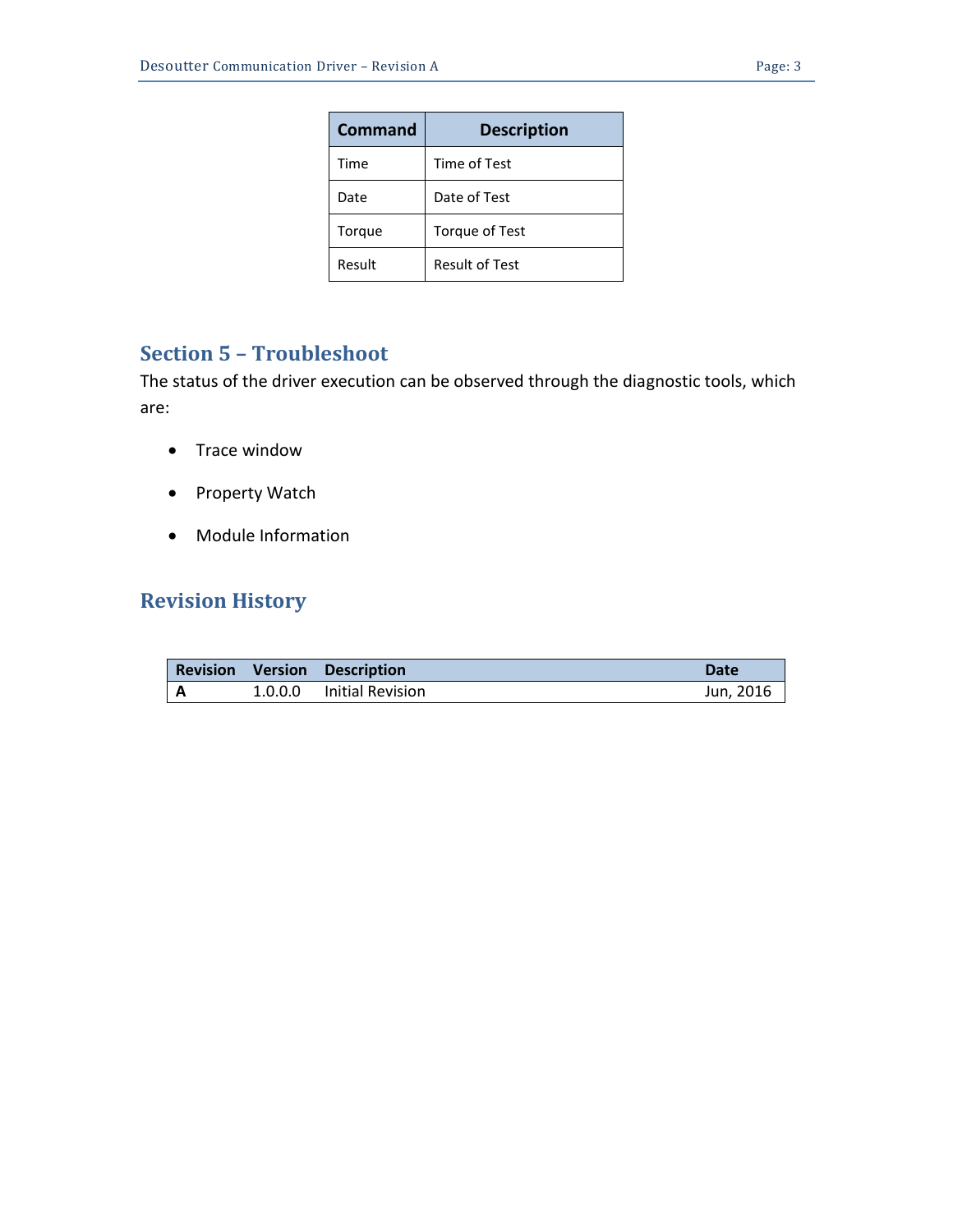| Command | Description |
| --- | --- |
| Time | Time of Test |
| Date | Date of Test |
| Torque | Torque of Test |
| Result | Result of Test |

## Section 5 – Troubleshoot

The status of the driver execution can be observed through the diagnostic tools, which are:

- Trace window
- Property Watch
- Module Information

## Revision History

| Revision | Version | Description | Date |
| --- | --- | --- | --- |
| **A** | 1.0.0.0 | Initial Revision | Jun, 2016 |